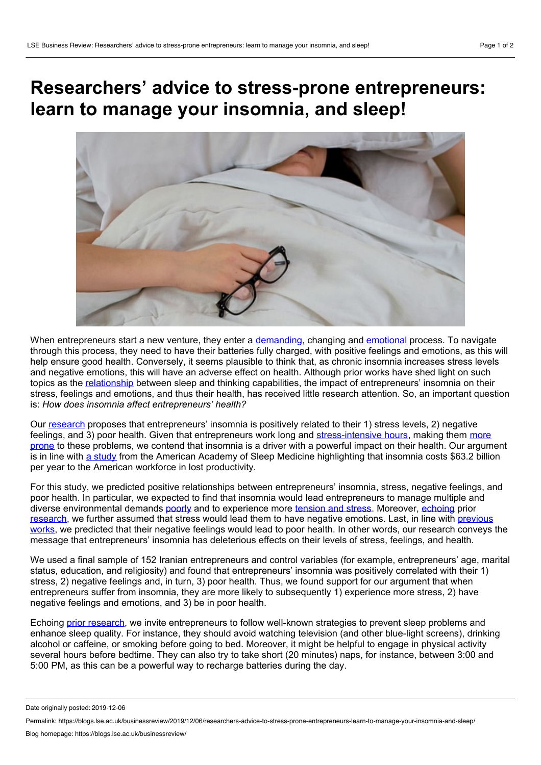# Researchers' advice to stress-prone entrepreneurs: learn to manage your insomnia, and sleep!

When entrepreneurs start a new venture, they enter a demanding, changing and emotional process. To navigate through this process, they need to have their batteries fully charged, with positive feelings and emotions, as this will help ensure good health. Conversely, it seems plausible to think that, as chronic insomnia increases stress levels and negative emotions, this will have an adverse effect on health. Although prior works have shed light on such topics as the relationship between sleep and thinking capabilities, the impact of entrepreneurs' insomnia on their stress, feelings and emotions, and thus their health, has received little research attention. So, an important question is: *How does insomnia affect entrepreneurs' health?*

Our research proposes that entrepreneurs' insomnia is positively related to their 1) stress levels, 2) negative feelings, and 3) poor health. Given that entrepreneurs work long and stress-intensive hours, making them more prone to these problems, we contend that insomnia is a driver with a powerful impact on their health. Our argument is in line with a study from the American Academy of Sleep Medicine highlighting that insomnia costs $63.2 billion per year to the American workforce in lost productivity.

For this study, we predicted positive relationships between entrepreneurs' insomnia, stress, negative feelings, and poor health. In particular, we expected to find that insomnia would lead entrepreneurs to manage multiple and diverse environmental demands poorly and to experience more tension and stress. Moreover, echoing prior research, we further assumed that stress would lead them to have negative emotions. Last, in line with previous works, we predicted that their negative feelings would lead to poor health. In other words, our research conveys the message that entrepreneurs' insomnia has deleterious effects on their levels of stress, feelings, and health.

We used a final sample of 152 Iranian entrepreneurs and control variables (for example, entrepreneurs' age, marital status, education, and religiosity) and found that entrepreneurs' insomnia was positively correlated with their 1) stress, 2) negative feelings and, in turn, 3) poor health. Thus, we found support for our argument that when entrepreneurs suffer from insomnia, they are more likely to subsequently 1) experience more stress, 2) have negative feelings and emotions, and 3) be in poor health.

Echoing prior research, we invite entrepreneurs to follow well-known strategies to prevent sleep problems and enhance sleep quality. For instance, they should avoid watching television (and other blue-light screens), drinking alcohol or caffeine, or smoking before going to bed. Moreover, it might be helpful to engage in physical activity several hours before bedtime. They can also try to take short (20 minutes) naps, for instance, between 3:00 and 5:00 PM, as this can be a powerful way to recharge batteries during the day.

Date originally posted: 2019-12-06

Permalink: https://blogs.lse.ac.uk/businessreview/2019/12/06/researchers-advice-to-stress-prone-entrepreneurs-learn-to-manage-your-insomnia-and-sleep/

Blog homepage: https://blogs.lse.ac.uk/businessreview/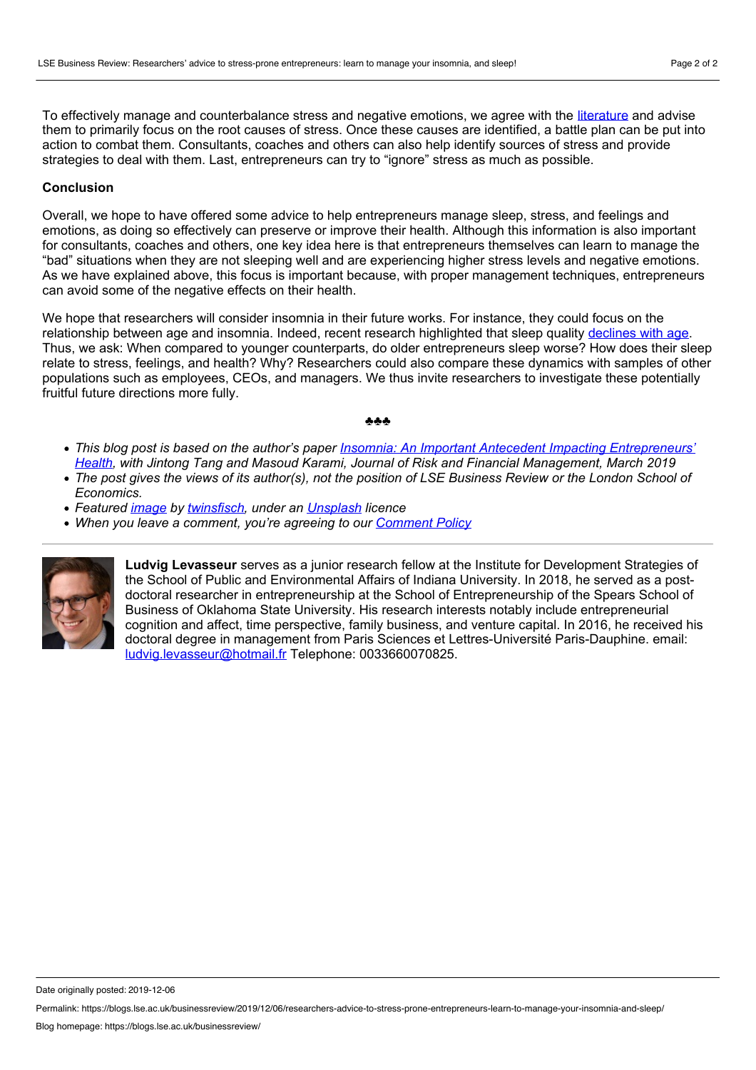To effectively manage and counterbalance stress and negative emotions, we agree with the literature and advise them to primarily focus on the root causes of stress. Once these causes are identified, a battle plan can be put into action to combat them. Consultants, coaches and others can also help identify sources of stress and provide strategies to deal with them. Last, entrepreneurs can try to "ignore" stress as much as possible.

**Conclusion**

Overall, we hope to have offered some advice to help entrepreneurs manage sleep, stress, and feelings and emotions, as doing so effectively can preserve or improve their health. Although this information is also important for consultants, coaches and others, one key idea here is that entrepreneurs themselves can learn to manage the "bad" situations when they are not sleeping well and are experiencing higher stress levels and negative emotions. As we have explained above, this focus is important because, with proper management techniques, entrepreneurs can avoid some of the negative effects on their health.

We hope that researchers will consider insomnia in their future works. For instance, they could focus on the relationship between age and insomnia. Indeed, recent research highlighted that sleep quality declines with age. Thus, we ask: When compared to younger counterparts, do older entrepreneurs sleep worse? How does their sleep relate to stress, feelings, and health? Why? Researchers could also compare these dynamics with samples of other populations such as employees, CEOs, and managers. We thus invite researchers to investigate these potentially fruitful future directions more fully.

♣♣♣

- *This blog post is based on the author's paper Insomnia: An Important Antecedent Impacting Entrepreneurs' Health, with Jintong Tang and Masoud Karami, Journal of Risk and Financial Management, March 2019*
- *The post gives the views of its author(s), not the position of LSE Business Review or the London School of Economics.*
- *Featured image by twinsfisch, under an Unsplash licence*
- *When you leave a comment, you're agreeing to our Comment Policy*

**Ludvig Levasseur** serves as a junior research fellow at the Institute for Development Strategies of the School of Public and Environmental Affairs of Indiana University. In 2018, he served as a post-doctoral researcher in entrepreneurship at the School of Entrepreneurship of the Spears School of Business of Oklahoma State University. His research interests notably include entrepreneurial cognition and affect, time perspective, family business, and venture capital. In 2016, he received his doctoral degree in management from Paris Sciences et Lettres-Université Paris-Dauphine. email: ludvig.levasseur@hotmail.fr Telephone: 0033660070825.

Date originally posted: 2019-12-06

Permalink: https://blogs.lse.ac.uk/businessreview/2019/12/06/researchers-advice-to-stress-prone-entrepreneurs-learn-to-manage-your-insomnia-and-sleep/

Blog homepage: https://blogs.lse.ac.uk/businessreview/